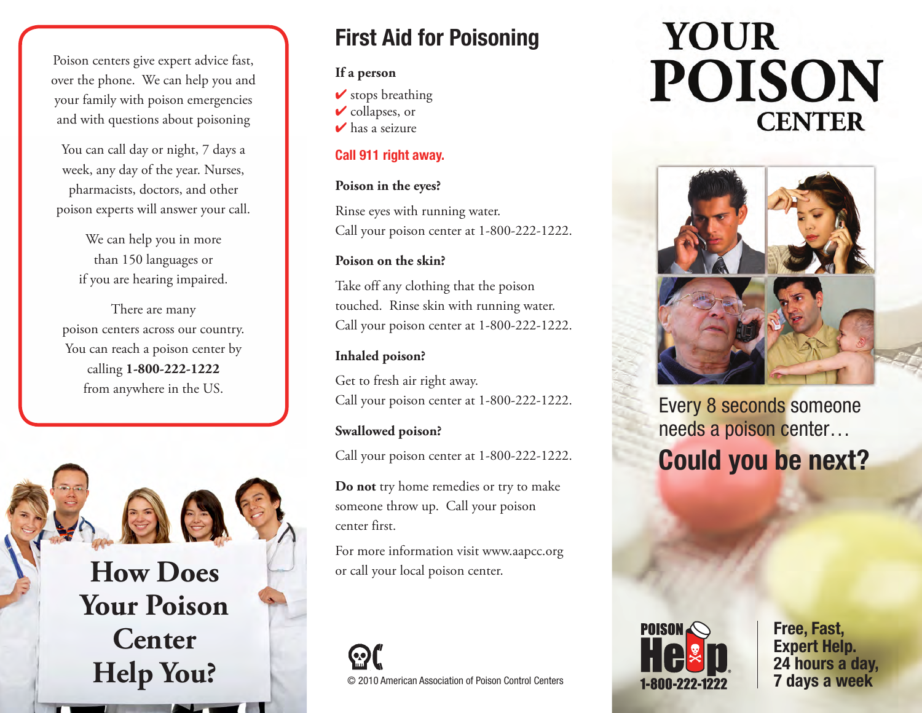Poison centers give expert advice fast, over the phone. We can help you and your family with poison emergencies and with questions about poisoning

You can call day or night, 7 days a week, any day of the year. Nurses, pharmacists, doctors, and other poison experts will answer your call.

We can help you in more than 150 languages or if you are hearing impaired.

There are many poison centers across our country. You can reach a poison center by calling **1-800-222-1222** from anywhere in the US.

# How Does Your Poison Center Help You?

## First Aid for Poisoning

**If a person**

- ✔ stops breathing
- ✔ collapses, or
- ✔ has a seizure

**Call 911 right away.**

**Poison in the eyes?**

Rinse eyes with running water.
Call your poison center at 1-800-222-1222.

**Poison on the skin?**

Take off any clothing that the poison touched. Rinse skin with running water.
Call your poison center at 1-800-222-1222.

**Inhaled poison?**

Get to fresh air right away.
Call your poison center at 1-800-222-1222.

**Swallowed poison?**

Call your poison center at 1-800-222-1222.

**Do not** try home remedies or try to make someone throw up. Call your poison center first.

For more information visit www.aapcc.org or call your local poison center.

© 2010 American Association of Poison Control Centers

# YOUR POISON CENTER

Every 8 seconds someone needs a poison center…

**Could you be next?**

POISON Help 1-800-222-1222

**Free, Fast, Expert Help. 24 hours a day, 7 days a week**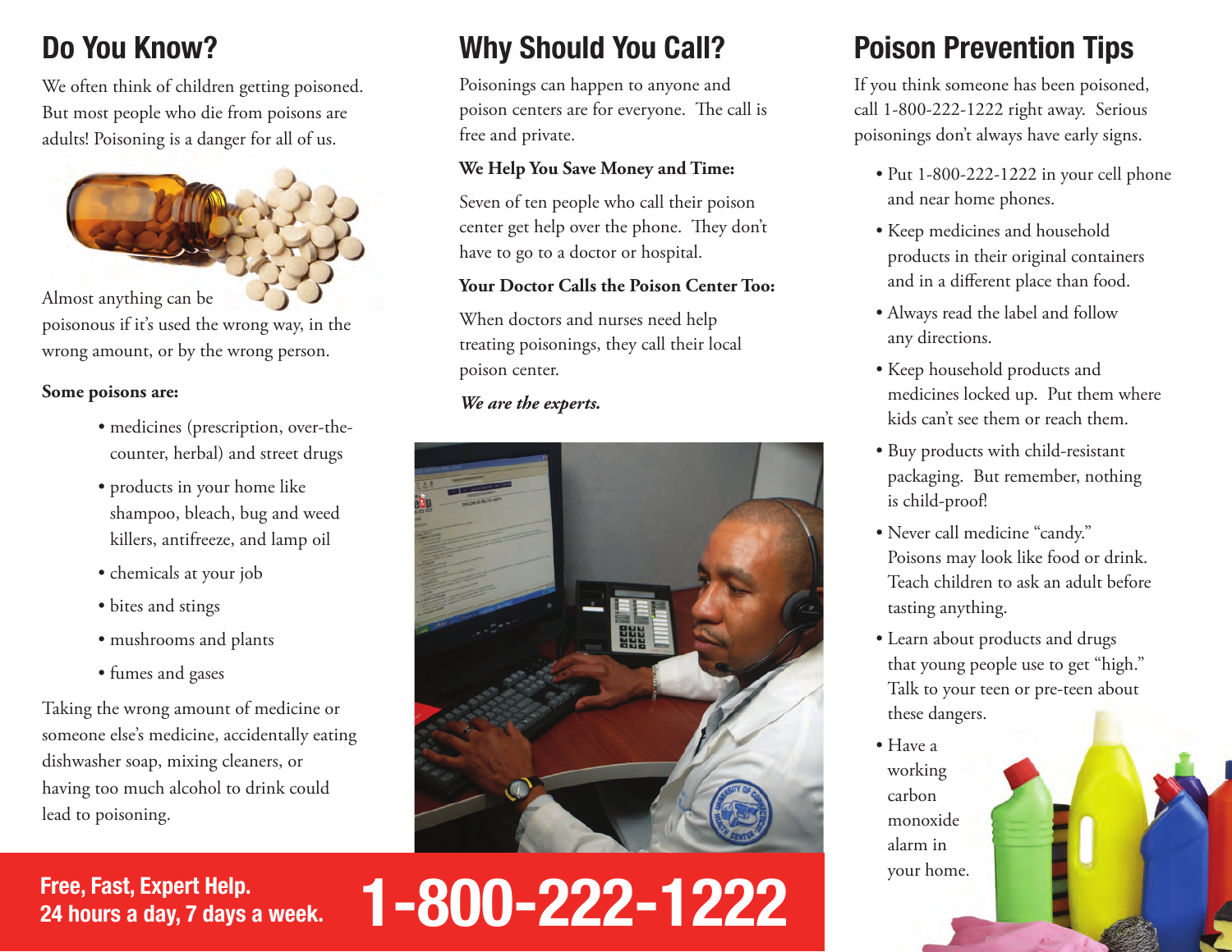## Do You Know?

We often think of children getting poisoned. But most people who die from poisons are adults! Poisoning is a danger for all of us.

Almost anything can be poisonous if it's used the wrong way, in the wrong amount, or by the wrong person.

**Some poisons are:**

- medicines (prescription, over-the-counter, herbal) and street drugs
- products in your home like shampoo, bleach, bug and weed killers, antifreeze, and lamp oil
- chemicals at your job
- bites and stings
- mushrooms and plants
- fumes and gases

Taking the wrong amount of medicine or someone else's medicine, accidentally eating dishwasher soap, mixing cleaners, or having too much alcohol to drink could lead to poisoning.

## Why Should You Call?

Poisonings can happen to anyone and poison centers are for everyone. The call is free and private.

**We Help You Save Money and Time:**

Seven of ten people who call their poison center get help over the phone. They don't have to go to a doctor or hospital.

**Your Doctor Calls the Poison Center Too:**

When doctors and nurses need help treating poisonings, they call their local poison center.

***We are the experts.***

**Free, Fast, Expert Help.**
**24 hours a day, 7 days a week.**

# 1-800-222-1222

## Poison Prevention Tips

If you think someone has been poisoned, call 1-800-222-1222 right away. Serious poisonings don't always have early signs.

- Put 1-800-222-1222 in your cell phone and near home phones.
- Keep medicines and household products in their original containers and in a different place than food.
- Always read the label and follow any directions.
- Keep household products and medicines locked up. Put them where kids can't see them or reach them.
- Buy products with child-resistant packaging. But remember, nothing is child-proof!
- Never call medicine "candy." Poisons may look like food or drink. Teach children to ask an adult before tasting anything.
- Learn about products and drugs that young people use to get "high." Talk to your teen or pre-teen about these dangers.
- Have a working carbon monoxide alarm in your home.